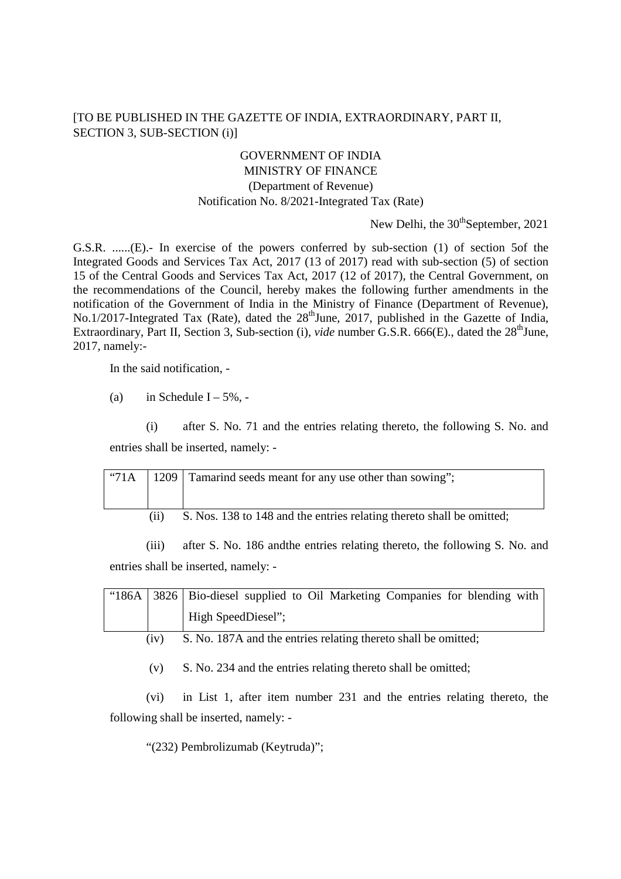[TO BE PUBLISHED IN THE GAZETTE OF INDIA, EXTRAORDINARY, PART II, SECTION 3, SUB-SECTION (i)]

GOVERNMENT OF INDIA
MINISTRY OF FINANCE
(Department of Revenue)
Notification No. 8/2021-Integrated Tax (Rate)

New Delhi, the 30th September, 2021

G.S.R. ......(E).- In exercise of the powers conferred by sub-section (1) of section 5of the Integrated Goods and Services Tax Act, 2017 (13 of 2017) read with sub-section (5) of section 15 of the Central Goods and Services Tax Act, 2017 (12 of 2017), the Central Government, on the recommendations of the Council, hereby makes the following further amendments in the notification of the Government of India in the Ministry of Finance (Department of Revenue), No.1/2017-Integrated Tax (Rate), dated the 28th June, 2017, published in the Gazette of India, Extraordinary, Part II, Section 3, Sub-section (i), *vide* number G.S.R. 666(E)., dated the 28th June, 2017, namely:-

In the said notification, -

(a) in Schedule I – 5%, -

(i) after S. No. 71 and the entries relating thereto, the following S. No. and entries shall be inserted, namely: -

| | | |
|---|---|---|
| "71A | 1209 | Tamarind seeds meant for any use other than sowing"; |

(ii) S. Nos. 138 to 148 and the entries relating thereto shall be omitted;

(iii) after S. No. 186 andthe entries relating thereto, the following S. No. and entries shall be inserted, namely: -

| | | |
|---|---|---|
| "186A | 3826 | Bio-diesel supplied to Oil Marketing Companies for blending with High SpeedDiesel"; |

(iv) S. No. 187A and the entries relating thereto shall be omitted;

(v) S. No. 234 and the entries relating thereto shall be omitted;

(vi) in List 1, after item number 231 and the entries relating thereto, the following shall be inserted, namely: -

"(232) Pembrolizumab (Keytruda)";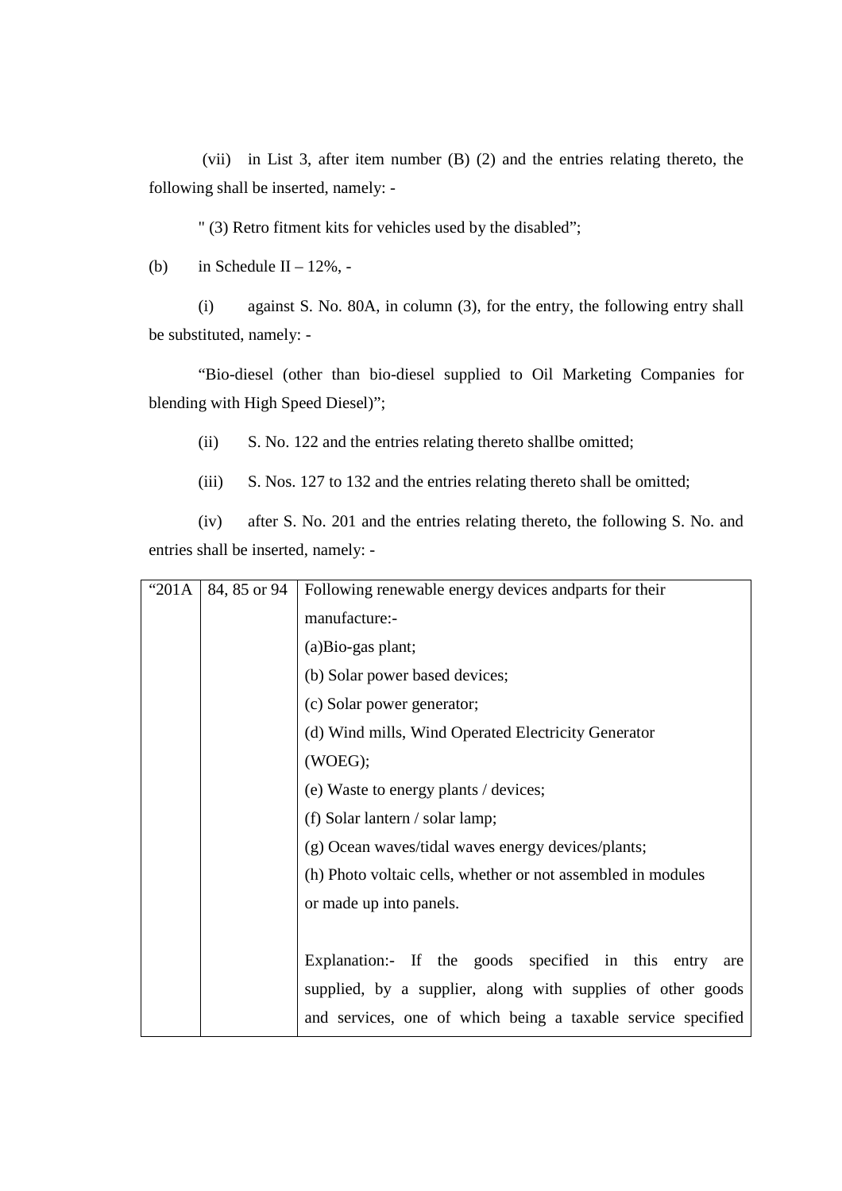(vii) in List 3, after item number (B) (2) and the entries relating thereto, the following shall be inserted, namely: -

" (3) Retro fitment kits for vehicles used by the disabled";

(b) in Schedule II – 12%, -

(i) against S. No. 80A, in column (3), for the entry, the following entry shall be substituted, namely: -

"Bio-diesel (other than bio-diesel supplied to Oil Marketing Companies for blending with High Speed Diesel)";

(ii) S. No. 122 and the entries relating thereto shallbe omitted;

(iii) S. Nos. 127 to 132 and the entries relating thereto shall be omitted;

(iv) after S. No. 201 and the entries relating thereto, the following S. No. and entries shall be inserted, namely: -

| | | |
|---|---|---|
| "201A | 84, 85 or 94 | Following renewable energy devices andparts for their manufacture:-<br>(a)Bio-gas plant;<br>(b) Solar power based devices;<br>(c) Solar power generator;<br>(d) Wind mills, Wind Operated Electricity Generator (WOEG);<br>(e) Waste to energy plants / devices;<br>(f) Solar lantern / solar lamp;<br>(g) Ocean waves/tidal waves energy devices/plants;<br>(h) Photo voltaic cells, whether or not assembled in modules or made up into panels.<br><br>Explanation:- If the goods specified in this entry are supplied, by a supplier, along with supplies of other goods and services, one of which being a taxable service specified |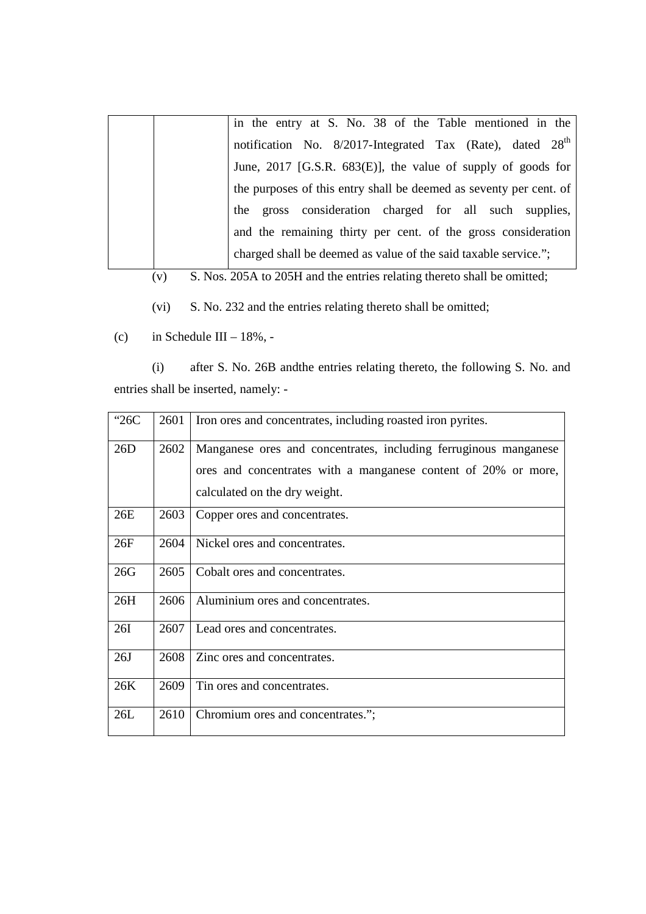| | | in the entry at S. No. 38 of the Table mentioned in the notification No. 8/2017-Integrated Tax (Rate), dated 28th June, 2017 [G.S.R. 683(E)], the value of supply of goods for the purposes of this entry shall be deemed as seventy per cent. of the gross consideration charged for all such supplies, and the remaining thirty per cent. of the gross consideration charged shall be deemed as value of the said taxable service."; |
|---|---|---|

(v) S. Nos. 205A to 205H and the entries relating thereto shall be omitted;

(vi) S. No. 232 and the entries relating thereto shall be omitted;

(c) in Schedule III – 18%, -

(i) after S. No. 26B andthe entries relating thereto, the following S. No. and entries shall be inserted, namely: -

| "26C | 2601 | Iron ores and concentrates, including roasted iron pyrites. |
|---|---|---|
| 26D | 2602 | Manganese ores and concentrates, including ferruginous manganese ores and concentrates with a manganese content of 20% or more, calculated on the dry weight. |
| 26E | 2603 | Copper ores and concentrates. |
| 26F | 2604 | Nickel ores and concentrates. |
| 26G | 2605 | Cobalt ores and concentrates. |
| 26H | 2606 | Aluminium ores and concentrates. |
| 26I | 2607 | Lead ores and concentrates. |
| 26J | 2608 | Zinc ores and concentrates. |
| 26K | 2609 | Tin ores and concentrates. |
| 26L | 2610 | Chromium ores and concentrates."; |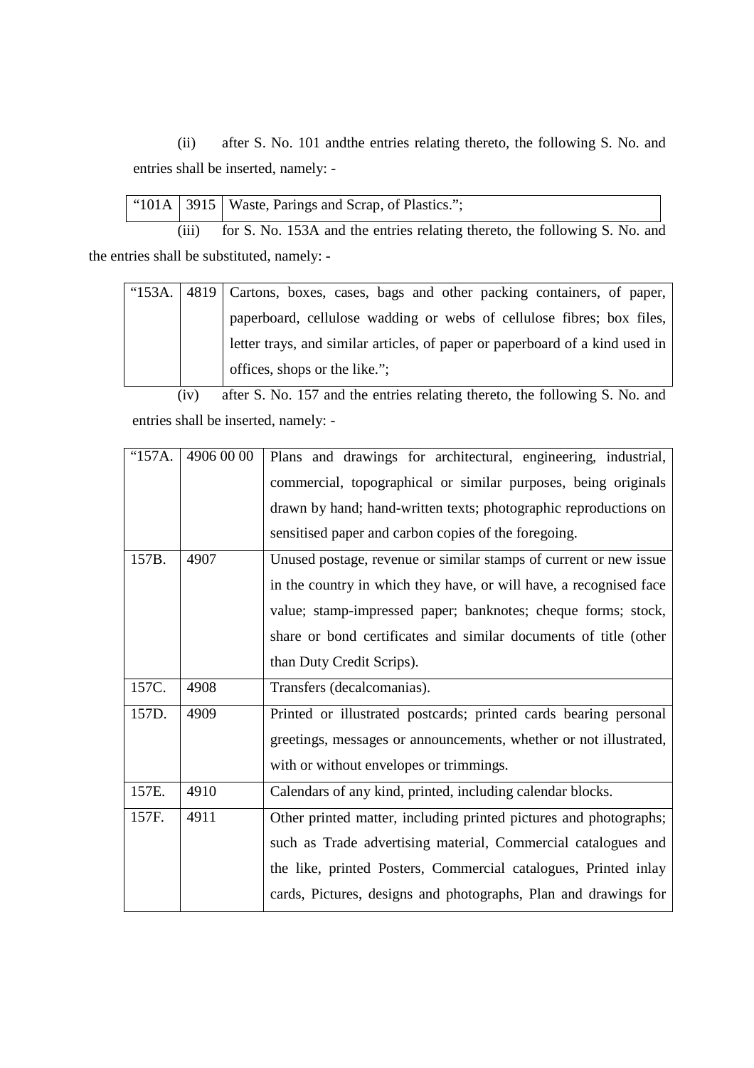(ii) after S. No. 101 andthe entries relating thereto, the following S. No. and entries shall be inserted, namely: -

| “101A | 3915 | Waste, Parings and Scrap, of Plastics.”; |
|---|---|---|

(iii) for S. No. 153A and the entries relating thereto, the following S. No. and the entries shall be substituted, namely: -

| “153A. | 4819 | Cartons, boxes, cases, bags and other packing containers, of paper, paperboard, cellulose wadding or webs of cellulose fibres; box files, letter trays, and similar articles, of paper or paperboard of a kind used in offices, shops or the like.”; |
|---|---|---|

(iv) after S. No. 157 and the entries relating thereto, the following S. No. and entries shall be inserted, namely: -

| “157A. | 4906 00 00 | Plans and drawings for architectural, engineering, industrial, commercial, topographical or similar purposes, being originals drawn by hand; hand-written texts; photographic reproductions on sensitised paper and carbon copies of the foregoing. |
|---|---|---|
| 157B. | 4907 | Unused postage, revenue or similar stamps of current or new issue in the country in which they have, or will have, a recognised face value; stamp-impressed paper; banknotes; cheque forms; stock, share or bond certificates and similar documents of title (other than Duty Credit Scrips). |
| 157C. | 4908 | Transfers (decalcomanias). |
| 157D. | 4909 | Printed or illustrated postcards; printed cards bearing personal greetings, messages or announcements, whether or not illustrated, with or without envelopes or trimmings. |
| 157E. | 4910 | Calendars of any kind, printed, including calendar blocks. |
| 157F. | 4911 | Other printed matter, including printed pictures and photographs; such as Trade advertising material, Commercial catalogues and the like, printed Posters, Commercial catalogues, Printed inlay cards, Pictures, designs and photographs, Plan and drawings for |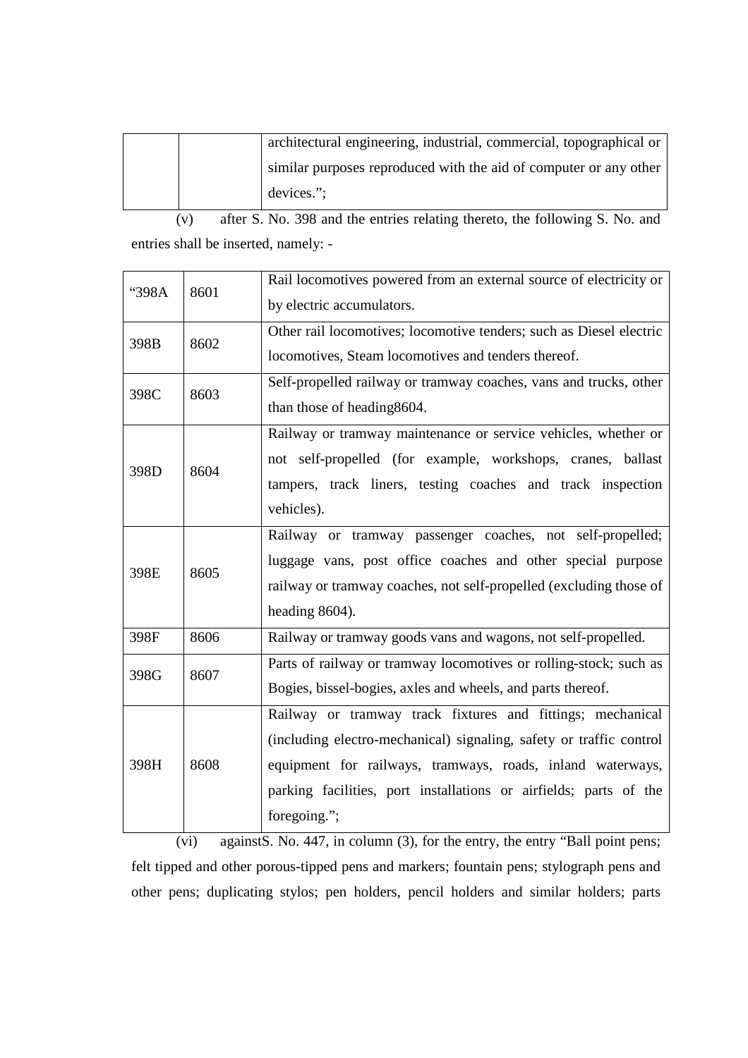|  |  | architectural engineering, industrial, commercial, topographical or similar purposes reproduced with the aid of computer or any other devices."; |
|---|---|---|

(v) after S. No. 398 and the entries relating thereto, the following S. No. and entries shall be inserted, namely: -

| "398A | 8601 | Rail locomotives powered from an external source of electricity or by electric accumulators. |
|---|---|---|
| 398B | 8602 | Other rail locomotives; locomotive tenders; such as Diesel electric locomotives, Steam locomotives and tenders thereof. |
| 398C | 8603 | Self-propelled railway or tramway coaches, vans and trucks, other than those of heading8604. |
| 398D | 8604 | Railway or tramway maintenance or service vehicles, whether or not self-propelled (for example, workshops, cranes, ballast tampers, track liners, testing coaches and track inspection vehicles). |
| 398E | 8605 | Railway or tramway passenger coaches, not self-propelled; luggage vans, post office coaches and other special purpose railway or tramway coaches, not self-propelled (excluding those of heading 8604). |
| 398F | 8606 | Railway or tramway goods vans and wagons, not self-propelled. |
| 398G | 8607 | Parts of railway or tramway locomotives or rolling-stock; such as Bogies, bissel-bogies, axles and wheels, and parts thereof. |
| 398H | 8608 | Railway or tramway track fixtures and fittings; mechanical (including electro-mechanical) signaling, safety or traffic control equipment for railways, tramways, roads, inland waterways, parking facilities, port installations or airfields; parts of the foregoing."; |

(vi) againstS. No. 447, in column (3), for the entry, the entry "Ball point pens; felt tipped and other porous-tipped pens and markers; fountain pens; stylograph pens and other pens; duplicating stylos; pen holders, pencil holders and similar holders; parts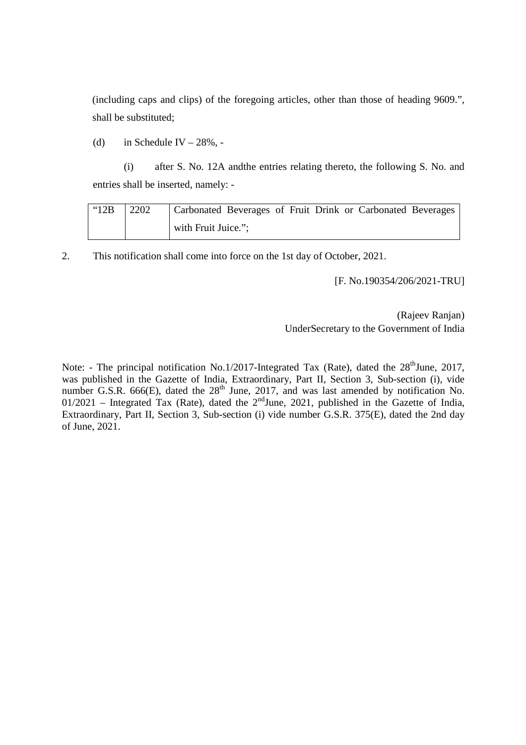(including caps and clips) of the foregoing articles, other than those of heading 9609.", shall be substituted;

(d) in Schedule IV – 28%, -

(i) after S. No. 12A andthe entries relating thereto, the following S. No. and entries shall be inserted, namely: -

| | | |
|---|---|---|
| "12B | 2202 | Carbonated Beverages of Fruit Drink or Carbonated Beverages with Fruit Juice."; |

2. This notification shall come into force on the 1st day of October, 2021.

[F. No.190354/206/2021-TRU]

(Rajeev Ranjan)
UnderSecretary to the Government of India

Note: - The principal notification No.1/2017-Integrated Tax (Rate), dated the 28th June, 2017, was published in the Gazette of India, Extraordinary, Part II, Section 3, Sub-section (i), vide number G.S.R. 666(E), dated the 28th June, 2017, and was last amended by notification No. 01/2021 – Integrated Tax (Rate), dated the 2nd June, 2021, published in the Gazette of India, Extraordinary, Part II, Section 3, Sub-section (i) vide number G.S.R. 375(E), dated the 2nd day of June, 2021.